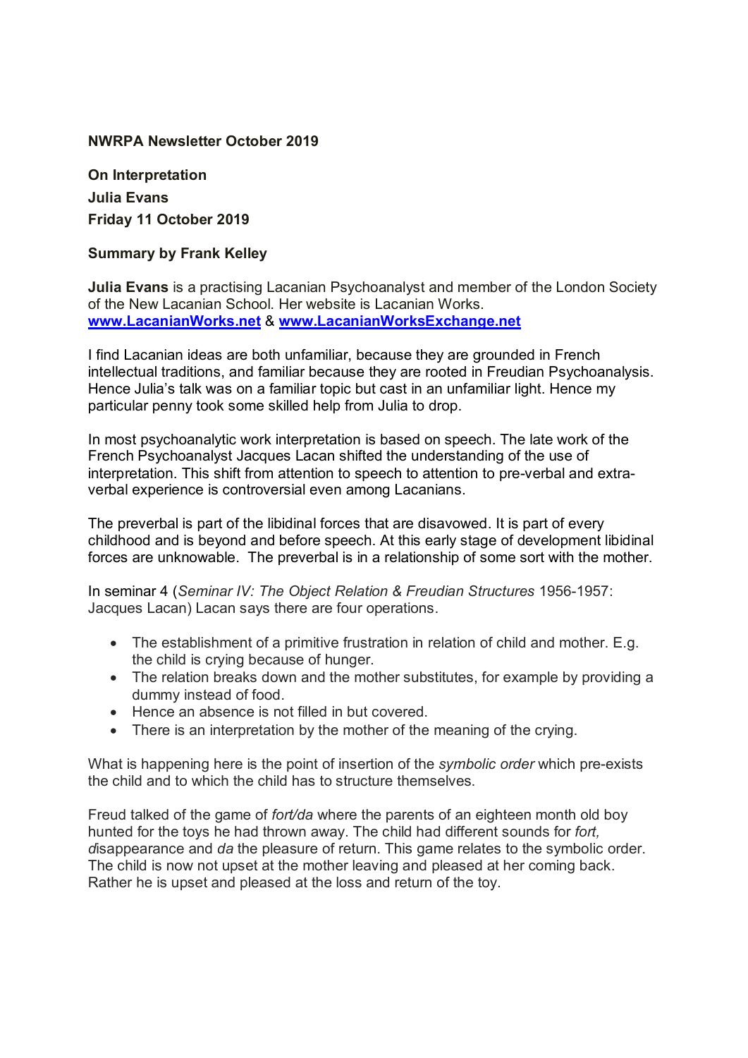**NWRPA Newsletter October 2019**

**On Interpretation**

**Julia Evans**

**Friday 11 October 2019**

**Summary by Frank Kelley**

**Julia Evans** is a practising Lacanian Psychoanalyst and member of the London Society of the New Lacanian School. Her website is Lacanian Works. **[www.LacanianWorks.net](http://www.LacanianWorks.net)** & **[www.LacanianWorksExchange.net](http://www.LacanianWorksExchange.net)**

I find Lacanian ideas are both unfamiliar, because they are grounded in French intellectual traditions, and familiar because they are rooted in Freudian Psychoanalysis. Hence Julia's talk was on a familiar topic but cast in an unfamiliar light. Hence my particular penny took some skilled help from Julia to drop.

In most psychoanalytic work interpretation is based on speech. The late work of the French Psychoanalyst Jacques Lacan shifted the understanding of the use of interpretation. This shift from attention to speech to attention to pre-verbal and extra-verbal experience is controversial even among Lacanians.

The preverbal is part of the libidinal forces that are disavowed. It is part of every childhood and is beyond and before speech. At this early stage of development libidinal forces are unknowable. The preverbal is in a relationship of some sort with the mother.

In seminar 4 (*Seminar IV: The Object Relation & Freudian Structures* 1956-1957: Jacques Lacan) Lacan says there are four operations.

- The establishment of a primitive frustration in relation of child and mother. E.g. the child is crying because of hunger.
- The relation breaks down and the mother substitutes, for example by providing a dummy instead of food.
- Hence an absence is not filled in but covered.
- There is an interpretation by the mother of the meaning of the crying.

What is happening here is the point of insertion of the *symbolic order* which pre-exists the child and to which the child has to structure themselves.

Freud talked of the game of *fort/da* where the parents of an eighteen month old boy hunted for the toys he had thrown away. The child had different sounds for *fort, d*isappearance and *da* the pleasure of return. This game relates to the symbolic order. The child is now not upset at the mother leaving and pleased at her coming back. Rather he is upset and pleased at the loss and return of the toy.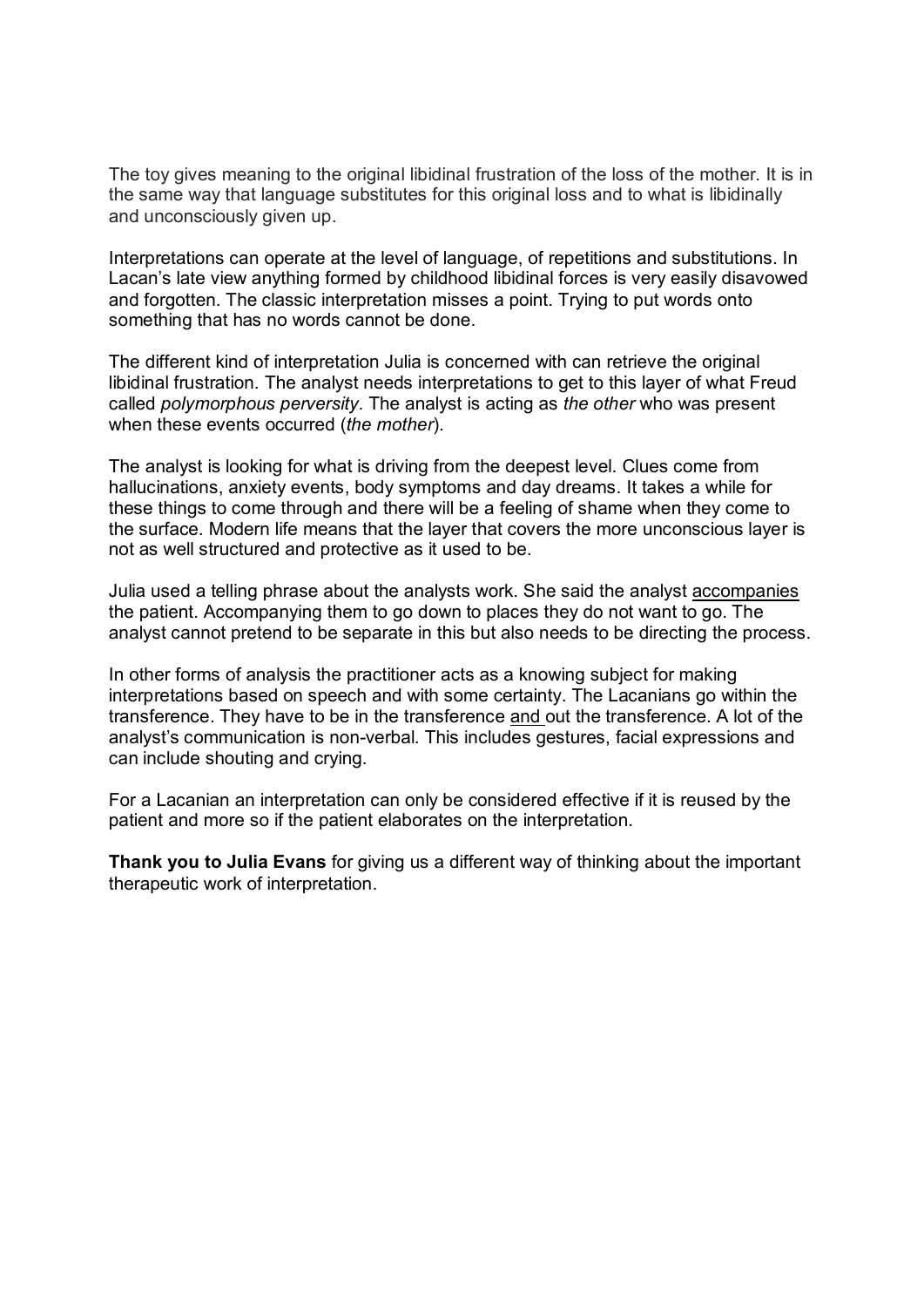The toy gives meaning to the original libidinal frustration of the loss of the mother. It is in the same way that language substitutes for this original loss and to what is libidinally and unconsciously given up.

Interpretations can operate at the level of language, of repetitions and substitutions. In Lacan's late view anything formed by childhood libidinal forces is very easily disavowed and forgotten. The classic interpretation misses a point. Trying to put words onto something that has no words cannot be done.

The different kind of interpretation Julia is concerned with can retrieve the original libidinal frustration. The analyst needs interpretations to get to this layer of what Freud called *polymorphous perversity*. The analyst is acting as *the other* who was present when these events occurred (*the mother*).

The analyst is looking for what is driving from the deepest level. Clues come from hallucinations, anxiety events, body symptoms and day dreams. It takes a while for these things to come through and there will be a feeling of shame when they come to the surface. Modern life means that the layer that covers the more unconscious layer is not as well structured and protective as it used to be.

Julia used a telling phrase about the analysts work. She said the analyst <u>accompanies</u> the patient. Accompanying them to go down to places they do not want to go. The analyst cannot pretend to be separate in this but also needs to be directing the process.

In other forms of analysis the practitioner acts as a knowing subject for making interpretations based on speech and with some certainty. The Lacanians go within the transference. They have to be in the transference <u>and</u> out the transference. A lot of the analyst's communication is non-verbal. This includes gestures, facial expressions and can include shouting and crying.

For a Lacanian an interpretation can only be considered effective if it is reused by the patient and more so if the patient elaborates on the interpretation.

**Thank you to Julia Evans** for giving us a different way of thinking about the important therapeutic work of interpretation.